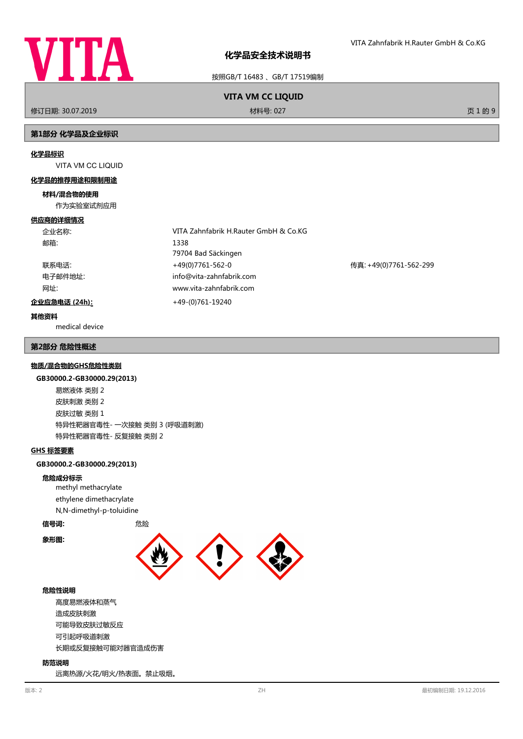# 化学品安全技术说明书

按照GB/T 16483 、GB/T 17519编制

**VITA VM CC LIQUID**

修订日期: 30.07.2019　　材料号: 027

## 第1部分 化学品及企业标识

### 化学品标识

VITA VM CC LIQUID

### 化学品的推荐用途和限制用途

**材料/混合物的使用**

作为实验室试剂应用

### 供应商的详细情况

| | | |
|---|---|---|
| 企业名称: | VITA Zahnfabrik H.Rauter GmbH & Co.KG | |
| 邮箱: | 1338<br>79704 Bad Säckingen | |
| 联系电话: | +49(0)7761-562-0 | 传真: +49(0)7761-562-299 |
| 电子邮件地址: | info@vita-zahnfabrik.com | |
| 网址: | www.vita-zahnfabrik.com | |

**企业应急电话 (24h):** +49-(0)761-19240

**其他资料**

medical device

## 第2部分 危险性概述

### 物质/混合物的GHS危险性类别

**GB30000.2-GB30000.29(2013)**

易燃液体 类别 2
皮肤刺激 类别 2
皮肤过敏 类别 1
特异性靶器官毒性- 一次接触 类别 3 (呼吸道刺激)
特异性靶器官毒性- 反复接触 类别 2

### GHS 标签要素

**GB30000.2-GB30000.29(2013)**

**危险成分标示**

methyl methacrylate
ethylene dimethacrylate
N,N-dimethyl-p-toluidine

**信号词:** 危险

**象形图:**

**危险性说明**

高度易燃液体和蒸气
造成皮肤刺激
可能导致皮肤过敏反应
可引起呼吸道刺激
长期或反复接触可能对器官造成伤害

**防范说明**

远离热源/火花/明火/热表面。禁止吸烟。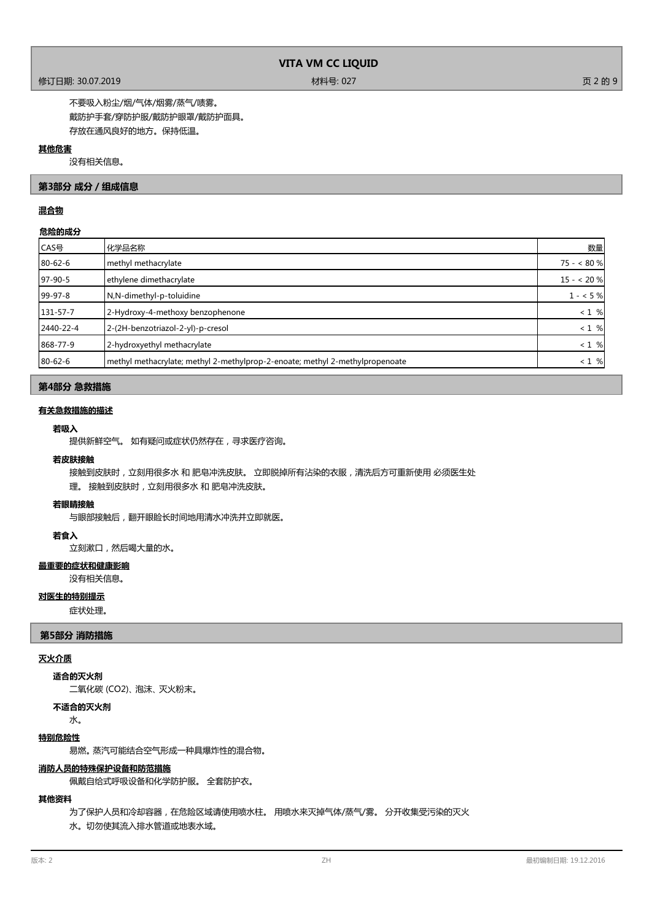不要吸入粉尘/烟/气体/烟雾/蒸气/喷雾。

戴防护手套/穿防护服/戴防护眼罩/戴防护面具。

存放在通风良好的地方。保持低温。

**其他危害**

没有相关信息。

## 第3部分 成分 / 组成信息

**混合物**

**危险的成分**

| CAS号 | 化学品名称 | 数量 |
|---|---|---|
| 80-62-6 | methyl methacrylate | 75 - < 80 % |
| 97-90-5 | ethylene dimethacrylate | 15 - < 20 % |
| 99-97-8 | N,N-dimethyl-p-toluidine | 1 - < 5 % |
| 131-57-7 | 2-Hydroxy-4-methoxy benzophenone | < 1 % |
| 2440-22-4 | 2-(2H-benzotriazol-2-yl)-p-cresol | < 1 % |
| 868-77-9 | 2-hydroxyethyl methacrylate | < 1 % |
| 80-62-6 | methyl methacrylate; methyl 2-methylprop-2-enoate; methyl 2-methylpropenoate | < 1 % |

## 第4部分 急救措施

**有关急救措施的描述**

**若吸入**

提供新鲜空气。 如有疑问或症状仍然存在，寻求医疗咨询。

**若皮肤接触**

接触到皮肤时，立刻用很多水 和 肥皂冲洗皮肤。 立即脱掉所有沾染的衣服，清洗后方可重新使用 必须医生处理。 接触到皮肤时，立刻用很多水 和 肥皂冲洗皮肤。

**若眼睛接触**

与眼部接触后，翻开眼睑长时间地用清水冲洗并立即就医。

**若食入**

立刻漱口，然后喝大量的水。

**最重要的症状和健康影响**

没有相关信息。

**对医生的特别提示**

症状处理。

## 第5部分 消防措施

**灭火介质**

**适合的灭火剂**

二氧化碳 ($CO_2$)、泡沫、灭火粉末。

**不适合的灭火剂**

水。

**特别危险性**

易燃。蒸汽可能结合空气形成一种具爆炸性的混合物。

**消防人员的特殊保护设备和防范措施**

佩戴自给式呼吸设备和化学防护服。 全套防护衣。

**其他资料**

为了保护人员和冷却容器，在危险区域请使用喷水柱。 用喷水来灭掉气体/蒸气/雾。 分开收集受污染的灭火水。切勿使其流入排水管道或地表水域。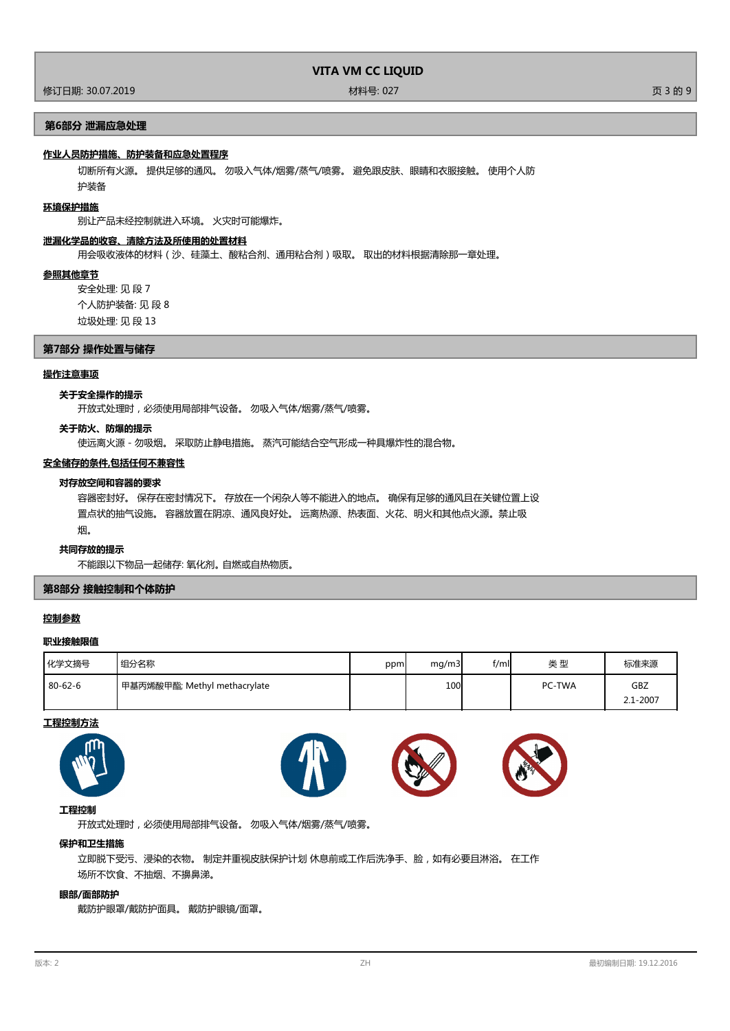## 第6部分 泄漏应急处理

**作业人员防护措施、防护装备和应急处置程序**

切断所有火源。 提供足够的通风。 勿吸入气体/烟雾/蒸气/喷雾。 避免跟皮肤、眼睛和衣服接触。 使用个人防护装备

**环境保护措施**

别让产品未经控制就进入环境。 火灾时可能爆炸。

**泄漏化学品的收容、清除方法及所使用的处置材料**

用会吸收液体的材料（沙、硅藻土、酸粘合剂、通用粘合剂）吸取。 取出的材料根据清除那一章处理。

**参照其他章节**

安全处理: 见 段 7
个人防护装备: 见 段 8
垃圾处理: 见 段 13

## 第7部分 操作处置与储存

**操作注意事项**

### 关于安全操作的提示

开放式处理时，必须使用局部排气设备。 勿吸入气体/烟雾/蒸气/喷雾。

### 关于防火、防爆的提示

使远离火源 - 勿吸烟。 采取防止静电措施。 蒸汽可能结合空气形成一种具爆炸性的混合物。

**安全储存的条件,包括任何不兼容性**

### 对存放空间和容器的要求

容器密封好。 保存在密封情况下。 存放在一个闲杂人等不能进入的地点。 确保有足够的通风且在关键位置上设置点状的抽气设施。 容器放置在阴凉、通风良好处。 远离热源、热表面、火花、明火和其他点火源。禁止吸烟。

### 共同存放的提示

不能跟以下物品一起储存: 氧化剂。自燃或自热物质。

## 第8部分 接触控制和个体防护

**控制参数**

**职业接触限值**

| 化学文摘号 | 组分名称 | ppm | mg/m3 | f/ml | 类 型 | 标准来源 |
|---|---|---|---|---|---|---|
| 80-62-6 | 甲基丙烯酸甲酯; Methyl methacrylate | | 100 | | PC-TWA | GBZ 2.1-2007 |

**工程控制方法**

### 工程控制

开放式处理时，必须使用局部排气设备。 勿吸入气体/烟雾/蒸气/喷雾。

### 保护和卫生措施

立即脱下受污、浸染的衣物。 制定并重视皮肤保护计划 休息前或工作后洗净手、脸，如有必要且淋浴。 在工作场所不饮食、不抽烟、不擤鼻涕。

### 眼部/面部防护

戴防护眼罩/戴防护面具。 戴防护眼镜/面罩。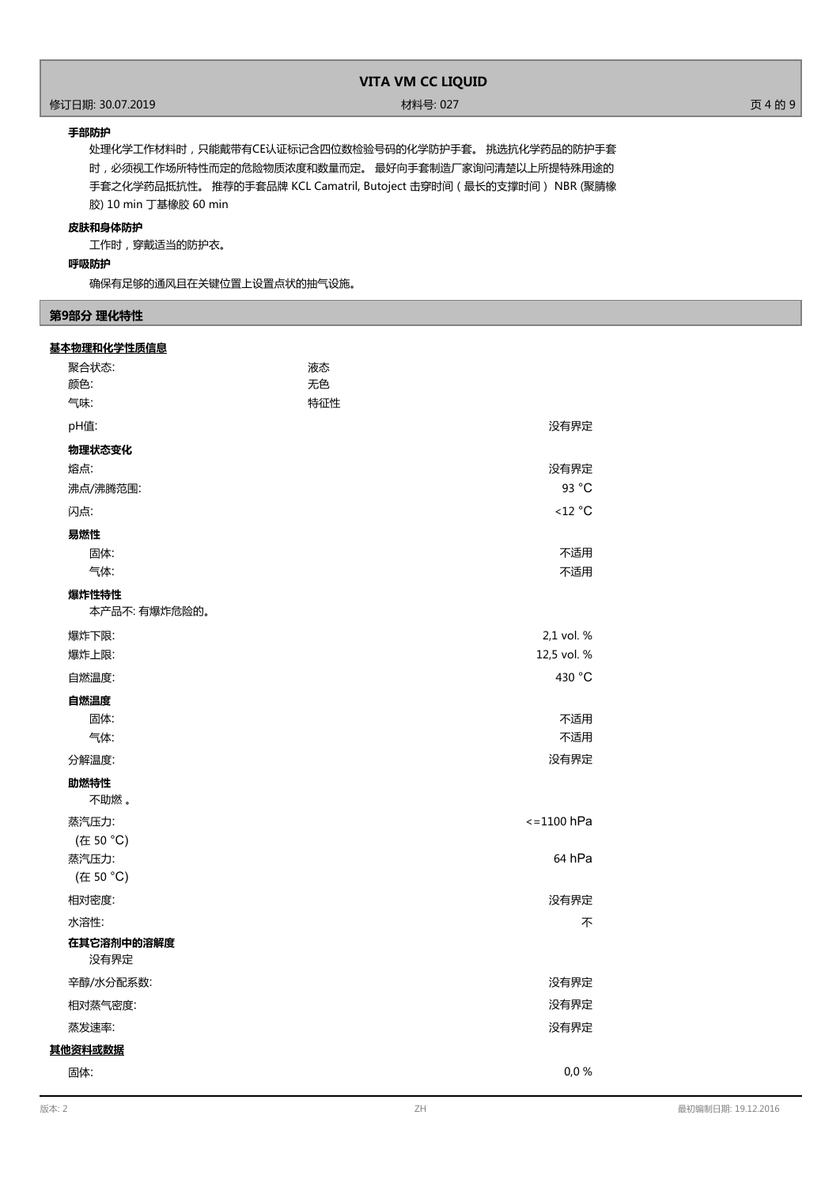**手部防护**

处理化学工作材料时，只能戴带有CE认证标记含四位数检验号码的化学防护手套。 挑选抗化学药品的防护手套时，必须视工作场所特性而定的危险物质浓度和数量而定。 最好向手套制造厂家询问清楚以上所提特殊用途的手套之化学药品抵抗性。 推荐的手套品牌 KCL Camatril, Butoject 击穿时间（最长的支撑时间） NBR (聚腈橡胶) 10 min 丁基橡胶 60 min

**皮肤和身体防护**

工作时，穿戴适当的防护衣。

**呼吸防护**

确保有足够的通风且在关键位置上设置点状的抽气设施。

## 第9部分 理化特性

**基本物理和化学性质信息**

| | |
|---|---|
| 聚合状态: | 液态 |
| 颜色: | 无色 |
| 气味: | 特征性 |
| pH值: | 没有界定 |

**物理状态变化**

| | |
|---|---|
| 熔点: | 没有界定 |
| 沸点/沸腾范围: | 93 °C |
| 闪点: | <12 °C |

**易燃性**

| | |
|---|---|
| 固体: | 不适用 |
| 气体: | 不适用 |

**爆炸性特性**

本产品不: 有爆炸危险的。

| | |
|---|---|
| 爆炸下限: | 2,1 vol. % |
| 爆炸上限: | 12,5 vol. % |
| 自燃温度: | 430 °C |

**自燃温度**

| | |
|---|---|
| 固体: | 不适用 |
| 气体: | 不适用 |
| 分解温度: | 没有界定 |

**助燃特性**

不助燃 。

| | |
|---|---|
| 蒸汽压力:<br>(在 50 °C) | <=1100 hPa |
| 蒸汽压力:<br>(在 50 °C) | 64 hPa |
| 相对密度: | 没有界定 |
| 水溶性: | 不 |

**在其它溶剂中的溶解度**

没有界定

| | |
|---|---|
| 辛醇/水分配系数: | 没有界定 |
| 相对蒸气密度: | 没有界定 |
| 蒸发速率: | 没有界定 |

**其他资料或数据**

| | |
|---|---|
| 固体: | 0,0 % |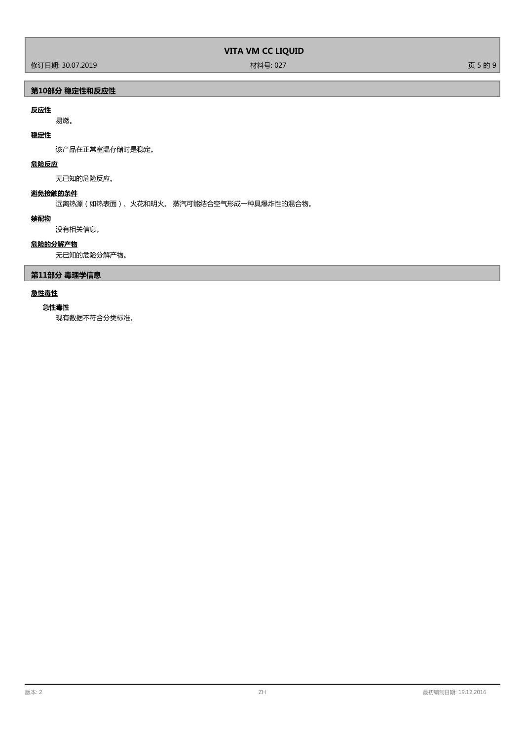## 第10部分 稳定性和反应性

**反应性**

易燃。

**稳定性**

该产品在正常室温存储时是稳定。

**危险反应**

无已知的危险反应。

**避免接触的条件**

远离热源（如热表面）、火花和明火。 蒸汽可能结合空气形成一种具爆炸性的混合物。

**禁配物**

没有相关信息。

**危险的分解产物**

无已知的危险分解产物。

## 第11部分 毒理学信息

**急性毒性**

**急性毒性**

现有数据不符合分类标准。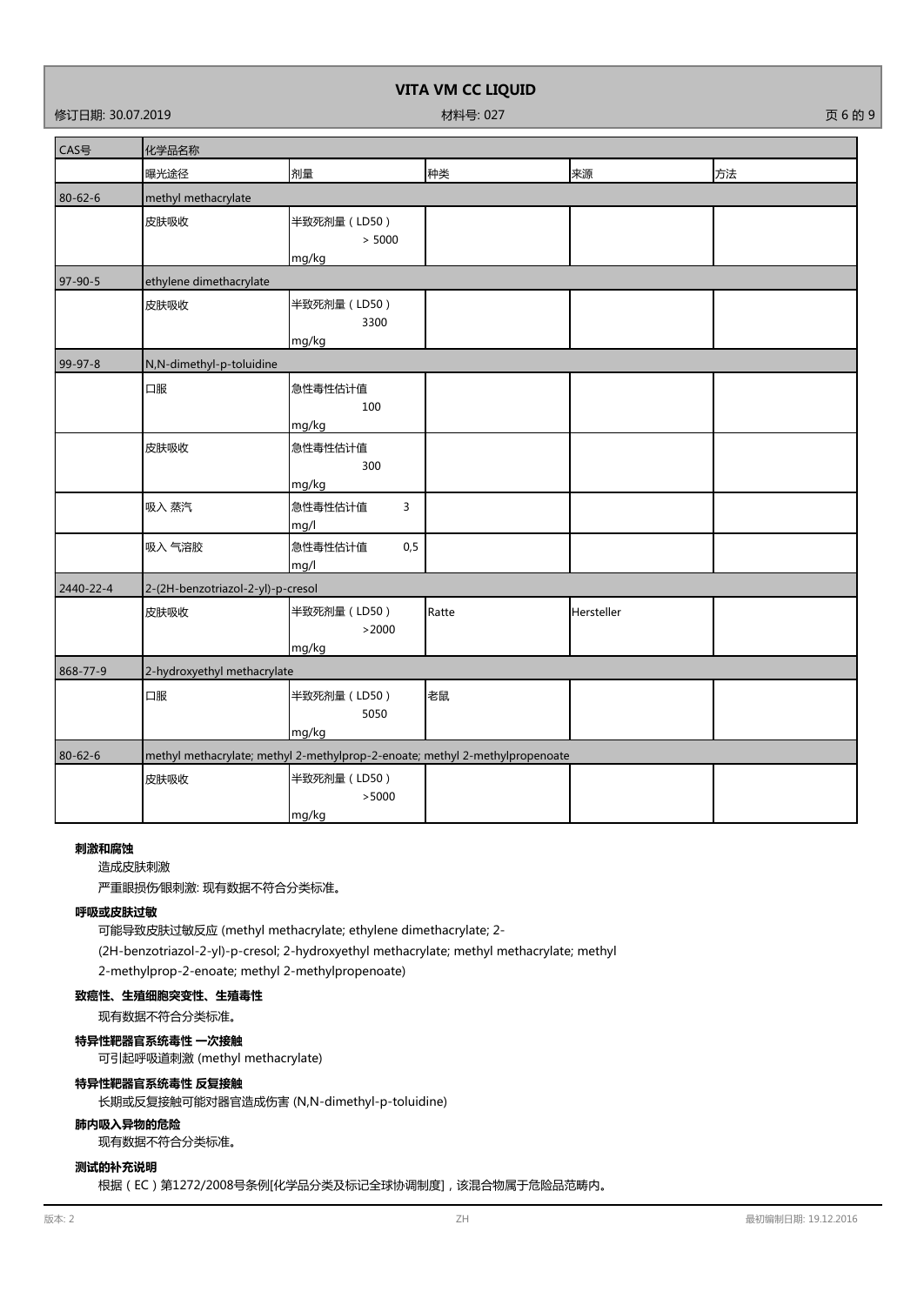| CAS号 | 化学品名称 | | | | |
|---|---|---|---|---|---|
| | 曝光途径 | 剂量 | 种类 | 来源 | 方法 |
| 80-62-6 | methyl methacrylate | | | | |
| | 皮肤吸收 | 半致死剂量（LD50） > 5000 mg/kg | | | |
| 97-90-5 | ethylene dimethacrylate | | | | |
| | 皮肤吸收 | 半致死剂量（LD50） 3300 mg/kg | | | |
| 99-97-8 | N,N-dimethyl-p-toluidine | | | | |
| | 口服 | 急性毒性估计值 100 mg/kg | | | |
| | 皮肤吸收 | 急性毒性估计值 300 mg/kg | | | |
| | 吸入 蒸汽 | 急性毒性估计值 3 mg/l | | | |
| | 吸入 气溶胶 | 急性毒性估计值 0,5 mg/l | | | |
| 2440-22-4 | 2-(2H-benzotriazol-2-yl)-p-cresol | | | | |
| | 皮肤吸收 | 半致死剂量（LD50） >2000 mg/kg | Ratte | Hersteller | |
| 868-77-9 | 2-hydroxyethyl methacrylate | | | | |
| | 口服 | 半致死剂量（LD50） 5050 mg/kg | 老鼠 | | |
| 80-62-6 | methyl methacrylate; methyl 2-methylprop-2-enoate; methyl 2-methylpropenoate | | | | |
| | 皮肤吸收 | 半致死剂量（LD50） >5000 mg/kg | | | |

**刺激和腐蚀**

造成皮肤刺激

严重眼损伤/眼刺激: 现有数据不符合分类标准。

**呼吸或皮肤过敏**

可能导致皮肤过敏反应 (methyl methacrylate; ethylene dimethacrylate; 2-(2H-benzotriazol-2-yl)-p-cresol; 2-hydroxyethyl methacrylate; methyl methacrylate; methyl 2-methylprop-2-enoate; methyl 2-methylpropenoate)

**致癌性、生殖细胞突变性、生殖毒性**

现有数据不符合分类标准。

**特异性靶器官系统毒性 一次接触**

可引起呼吸道刺激 (methyl methacrylate)

**特异性靶器官系统毒性 反复接触**

长期或反复接触可能对器官造成伤害 (N,N-dimethyl-p-toluidine)

**肺内吸入异物的危险**

现有数据不符合分类标准。

**测试的补充说明**

根据（EC）第1272/2008号条例[化学品分类及标记全球协调制度]，该混合物属于危险品范畴内。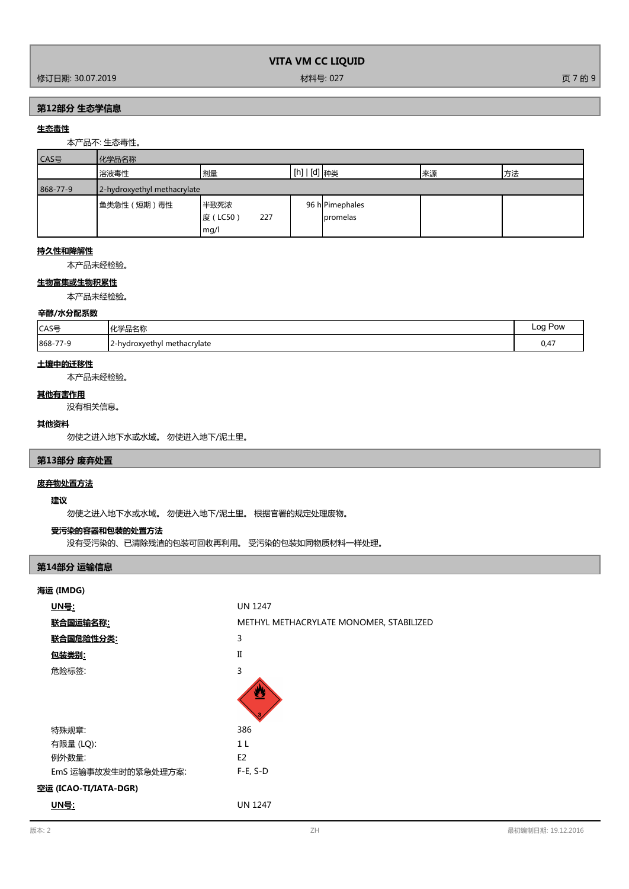## 第12部分 生态学信息

**生态毒性**

本产品不: 生态毒性。

| CAS号 | 化学品名称 | | | | | |
|---|---|---|---|---|---|---|
| | 溶液毒性 | 剂量 | [h] \| [d] | 种类 | 来源 | 方法 |
| 868-77-9 | 2-hydroxyethyl methacrylate | | | | | |
| | 鱼类急性（短期）毒性 | 半致死浓度（LC50） 227 mg/l | 96 h | Pimephales promelas | | |

**持久性和降解性**

本产品未经检验。

**生物富集或生物积累性**

本产品未经检验。

**辛醇/水分配系数**

| CAS号 | 化学品名称 | Log Pow |
|---|---|---|
| 868-77-9 | 2-hydroxyethyl methacrylate | 0,47 |

**土壤中的迁移性**

本产品未经检验。

**其他有害作用**

没有相关信息。

**其他资料**

勿使之进入地下水或水域。 勿使进入地下/泥土里。

## 第13部分 废弃处置

**废弃物处置方法**

**建议**

勿使之进入地下水或水域。 勿使进入地下/泥土里。 根据官署的规定处理废物。

**受污染的容器和包装的处置方法**

没有受污染的、已清除残渣的包装可回收再利用。 受污染的包装如同物质材料一样处理。

## 第14部分 运输信息

**海运 (IMDG)**

| | |
|---|---|
| **UN号:** | UN 1247 |
| **联合国运输名称:** | METHYL METHACRYLATE MONOMER, STABILIZED |
| **联合国危险性分类:** | 3 |
| **包装类别:** | II |
| 危险标签: | 3 |
| 特殊规章: | 386 |
| 有限量 (LQ): | 1 L |
| 例外数量: | E2 |
| EmS 运输事故发生时的紧急处理方案: | F-E, S-D |

**空运 (ICAO-TI/IATA-DGR)**

| | |
|---|---|
| **UN号:** | UN 1247 |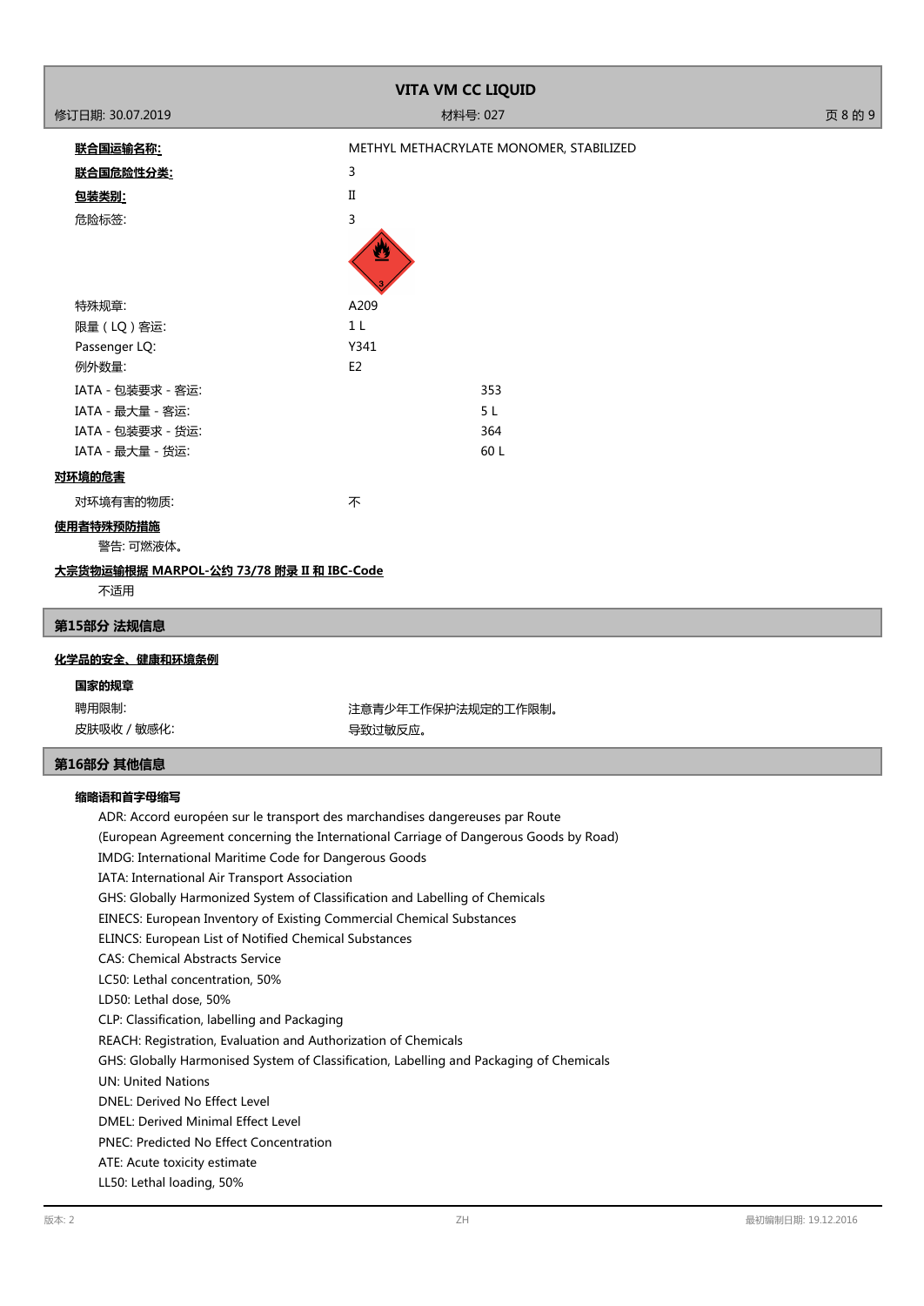| | |
|---|---|
| **联合国运输名称:** | METHYL METHACRYLATE MONOMER, STABILIZED |
| **联合国危险性分类:** | 3 |
| **包装类别:** | II |
| 危险标签: | 3 |
| 特殊规章: | A209 |
| 限量（LQ）客运: | 1 L |
| Passenger LQ: | Y341 |
| 例外数量: | E2 |
| IATA - 包装要求 - 客运: | 353 |
| IATA - 最大量 - 客运: | 5 L |
| IATA - 包装要求 - 货运: | 364 |
| IATA - 最大量 - 货运: | 60 L |

**对环境的危害**

对环境有害的物质: 不

**使用者特殊预防措施**

警告: 可燃液体。

**大宗货物运输根据 MARPOL-公约 73/78 附录 II 和 IBC-Code**

不适用

## 第15部分 法规信息

**化学品的安全、健康和环境条例**

**国家的规章**

| | |
|---|---|
| 聘用限制: | 注意青少年工作保护法规定的工作限制。 |
| 皮肤吸收 / 敏感化: | 导致过敏反应。 |

## 第16部分 其他信息

**缩略语和首字母缩写**

ADR: Accord européen sur le transport des marchandises dangereuses par Route
(European Agreement concerning the International Carriage of Dangerous Goods by Road)
IMDG: International Maritime Code for Dangerous Goods
IATA: International Air Transport Association
GHS: Globally Harmonized System of Classification and Labelling of Chemicals
EINECS: European Inventory of Existing Commercial Chemical Substances
ELINCS: European List of Notified Chemical Substances
CAS: Chemical Abstracts Service
LC50: Lethal concentration, 50%
LD50: Lethal dose, 50%
CLP: Classification, labelling and Packaging
REACH: Registration, Evaluation and Authorization of Chemicals
GHS: Globally Harmonised System of Classification, Labelling and Packaging of Chemicals
UN: United Nations
DNEL: Derived No Effect Level
DMEL: Derived Minimal Effect Level
PNEC: Predicted No Effect Concentration
ATE: Acute toxicity estimate
LL50: Lethal loading, 50%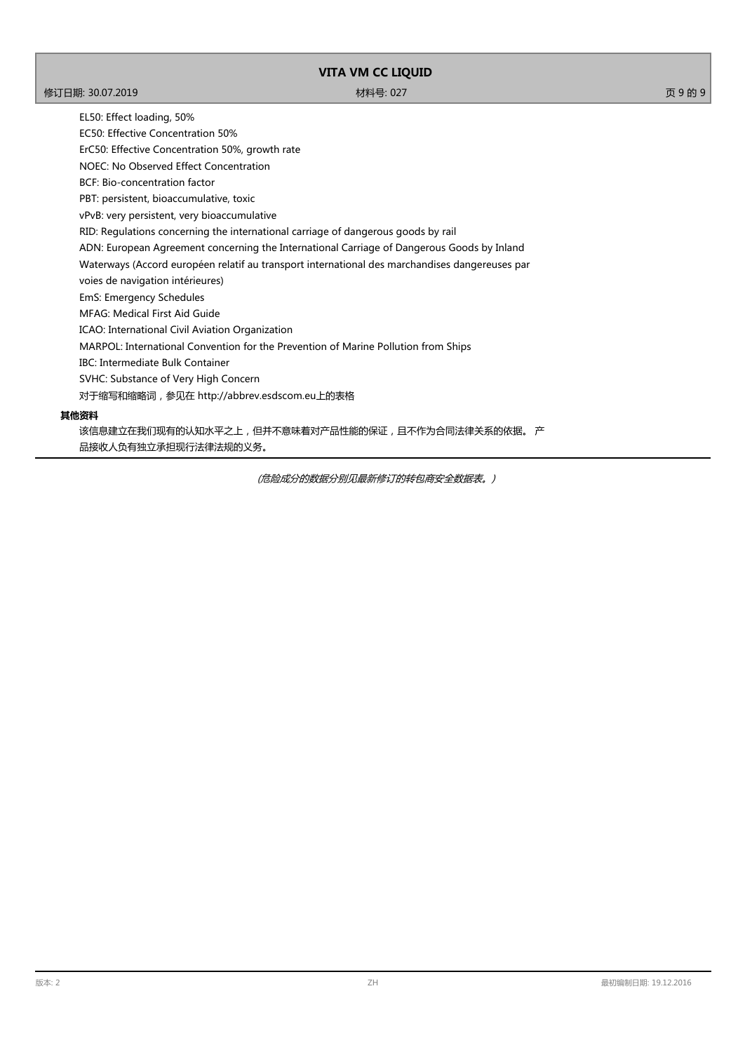EL50: Effect loading, 50%
EC50: Effective Concentration 50%
ErC50: Effective Concentration 50%, growth rate
NOEC: No Observed Effect Concentration
BCF: Bio-concentration factor
PBT: persistent, bioaccumulative, toxic
vPvB: very persistent, very bioaccumulative
RID: Regulations concerning the international carriage of dangerous goods by rail
ADN: European Agreement concerning the International Carriage of Dangerous Goods by Inland Waterways (Accord européen relatif au transport international des marchandises dangereuses par voies de navigation intérieures)
EmS: Emergency Schedules
MFAG: Medical First Aid Guide
ICAO: International Civil Aviation Organization
MARPOL: International Convention for the Prevention of Marine Pollution from Ships
IBC: Intermediate Bulk Container
SVHC: Substance of Very High Concern
对于缩写和缩略词，参见在 http://abbrev.esdscom.eu上的表格

**其他资料**

该信息建立在我们现有的认知水平之上，但并不意味着对产品性能的保证，且不作为合同法律关系的依据。 产品接收人负有独立承担现行法律法规的义务。

*(危险成分的数据分别见最新修订的转包商安全数据表。)*